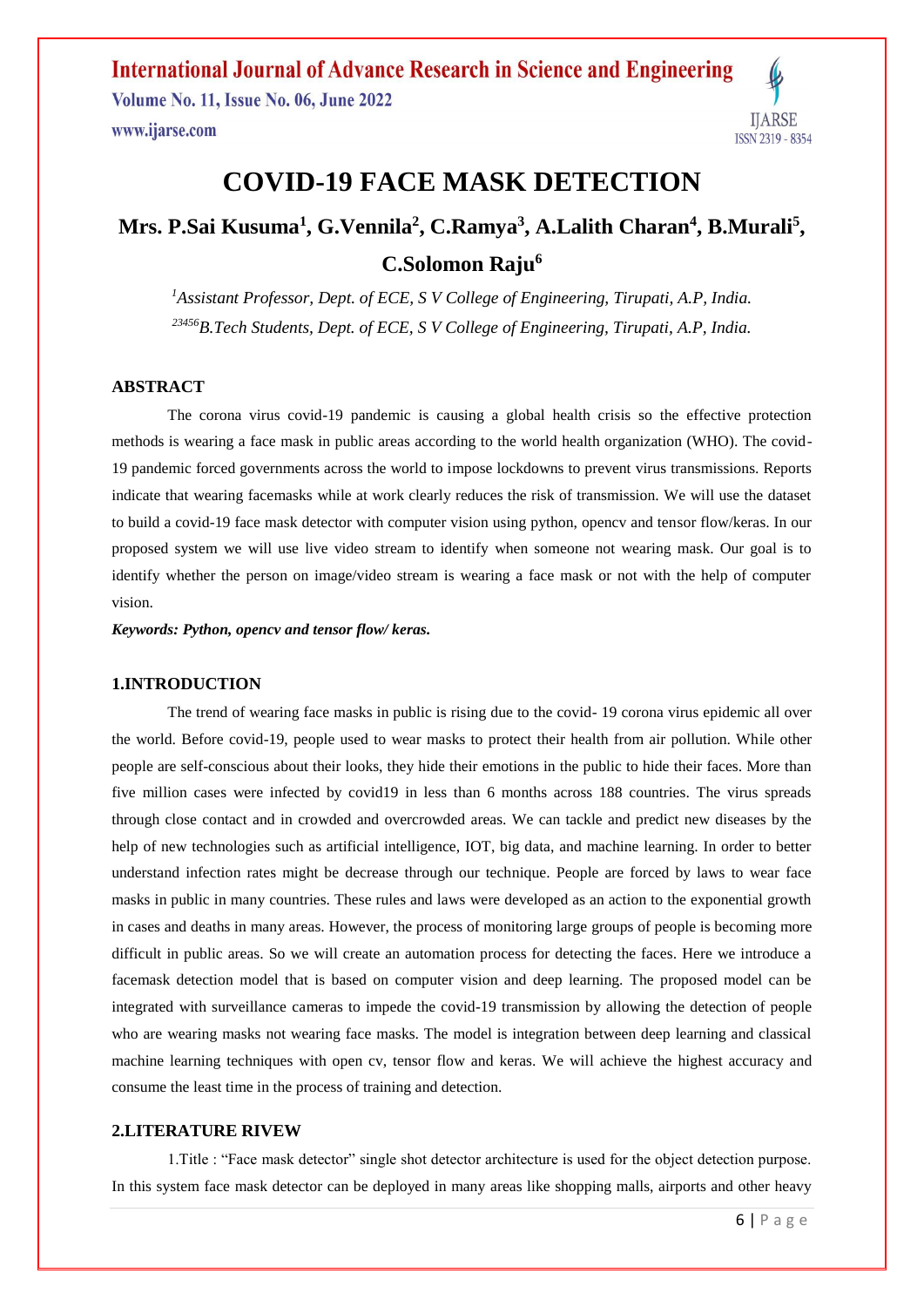# COVID-19 FACE MASK DETECTION

**Mrs. P.Sai Kusuma[1], G.Vennila[2], C.Ramya[3], A.Lalith Charan[4], B.Murali[5], C.Solomon Raju[6]**

*[1]Assistant Professor, Dept. of ECE, S V College of Engineering, Tirupati, A.P, India.*
*[23456]B.Tech Students, Dept. of ECE, S V College of Engineering, Tirupati, A.P, India.*

## ABSTRACT

The corona virus covid-19 pandemic is causing a global health crisis so the effective protection methods is wearing a face mask in public areas according to the world health organization (WHO). The covid-19 pandemic forced governments across the world to impose lockdowns to prevent virus transmissions. Reports indicate that wearing facemasks while at work clearly reduces the risk of transmission. We will use the dataset to build a covid-19 face mask detector with computer vision using python, opencv and tensor flow/keras. In our proposed system we will use live video stream to identify when someone not wearing mask. Our goal is to identify whether the person on image/video stream is wearing a face mask or not with the help of computer vision.

***Keywords: Python, opencv and tensor flow/ keras.***

## 1.INTRODUCTION

The trend of wearing face masks in public is rising due to the covid- 19 corona virus epidemic all over the world. Before covid-19, people used to wear masks to protect their health from air pollution. While other people are self-conscious about their looks, they hide their emotions in the public to hide their faces. More than five million cases were infected by covid19 in less than 6 months across 188 countries. The virus spreads through close contact and in crowded and overcrowded areas. We can tackle and predict new diseases by the help of new technologies such as artificial intelligence, IOT, big data, and machine learning. In order to better understand infection rates might be decrease through our technique. People are forced by laws to wear face masks in public in many countries. These rules and laws were developed as an action to the exponential growth in cases and deaths in many areas. However, the process of monitoring large groups of people is becoming more difficult in public areas. So we will create an automation process for detecting the faces. Here we introduce a facemask detection model that is based on computer vision and deep learning. The proposed model can be integrated with surveillance cameras to impede the covid-19 transmission by allowing the detection of people who are wearing masks not wearing face masks. The model is integration between deep learning and classical machine learning techniques with open cv, tensor flow and keras. We will achieve the highest accuracy and consume the least time in the process of training and detection.

## 2.LITERATURE RIVEW

1.Title : "Face mask detector" single shot detector architecture is used for the object detection purpose. In this system face mask detector can be deployed in many areas like shopping malls, airports and other heavy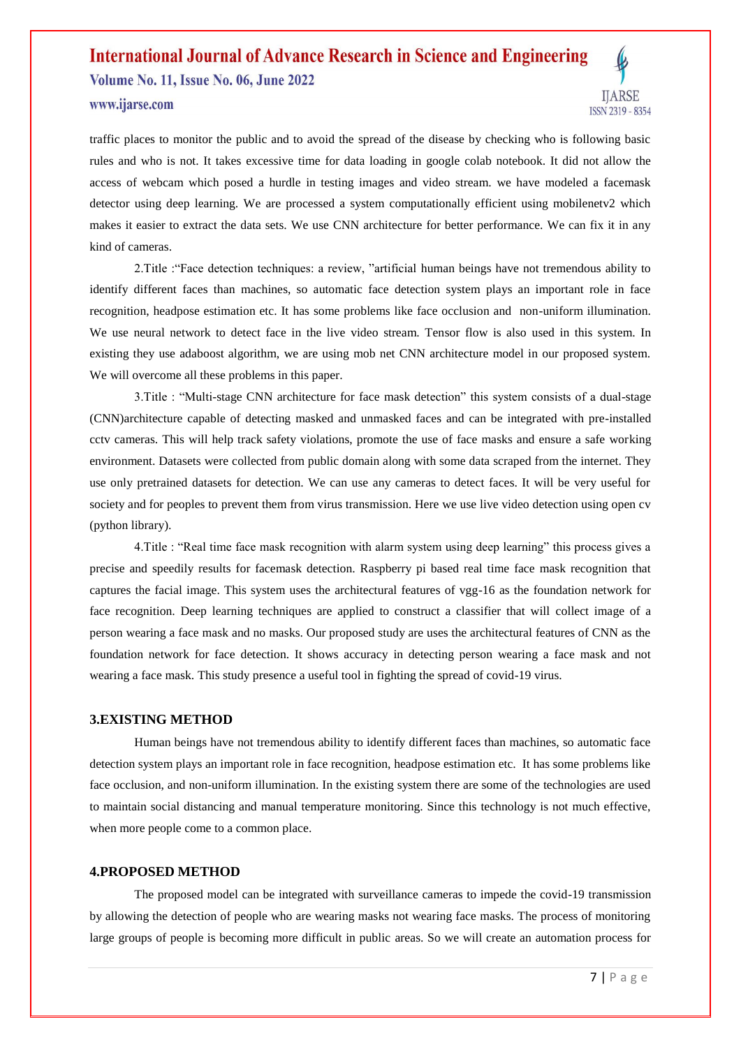traffic places to monitor the public and to avoid the spread of the disease by checking who is following basic rules and who is not. It takes excessive time for data loading in google colab notebook. It did not allow the access of webcam which posed a hurdle in testing images and video stream. we have modeled a facemask detector using deep learning. We are processed a system computationally efficient using mobilenetv2 which makes it easier to extract the data sets. We use CNN architecture for better performance. We can fix it in any kind of cameras.

2.Title :"Face detection techniques: a review, "artificial human beings have not tremendous ability to identify different faces than machines, so automatic face detection system plays an important role in face recognition, headpose estimation etc. It has some problems like face occlusion and non-uniform illumination. We use neural network to detect face in the live video stream. Tensor flow is also used in this system. In existing they use adaboost algorithm, we are using mob net CNN architecture model in our proposed system. We will overcome all these problems in this paper.

3.Title : "Multi-stage CNN architecture for face mask detection" this system consists of a dual-stage (CNN)architecture capable of detecting masked and unmasked faces and can be integrated with pre-installed cctv cameras. This will help track safety violations, promote the use of face masks and ensure a safe working environment. Datasets were collected from public domain along with some data scraped from the internet. They use only pretrained datasets for detection. We can use any cameras to detect faces. It will be very useful for society and for peoples to prevent them from virus transmission. Here we use live video detection using open cv (python library).

4.Title : "Real time face mask recognition with alarm system using deep learning" this process gives a precise and speedily results for facemask detection. Raspberry pi based real time face mask recognition that captures the facial image. This system uses the architectural features of vgg-16 as the foundation network for face recognition. Deep learning techniques are applied to construct a classifier that will collect image of a person wearing a face mask and no masks. Our proposed study are uses the architectural features of CNN as the foundation network for face detection. It shows accuracy in detecting person wearing a face mask and not wearing a face mask. This study presence a useful tool in fighting the spread of covid-19 virus.

## 3.EXISTING METHOD

Human beings have not tremendous ability to identify different faces than machines, so automatic face detection system plays an important role in face recognition, headpose estimation etc. It has some problems like face occlusion, and non-uniform illumination. In the existing system there are some of the technologies are used to maintain social distancing and manual temperature monitoring. Since this technology is not much effective, when more people come to a common place.

## 4.PROPOSED METHOD

The proposed model can be integrated with surveillance cameras to impede the covid-19 transmission by allowing the detection of people who are wearing masks not wearing face masks. The process of monitoring large groups of people is becoming more difficult in public areas. So we will create an automation process for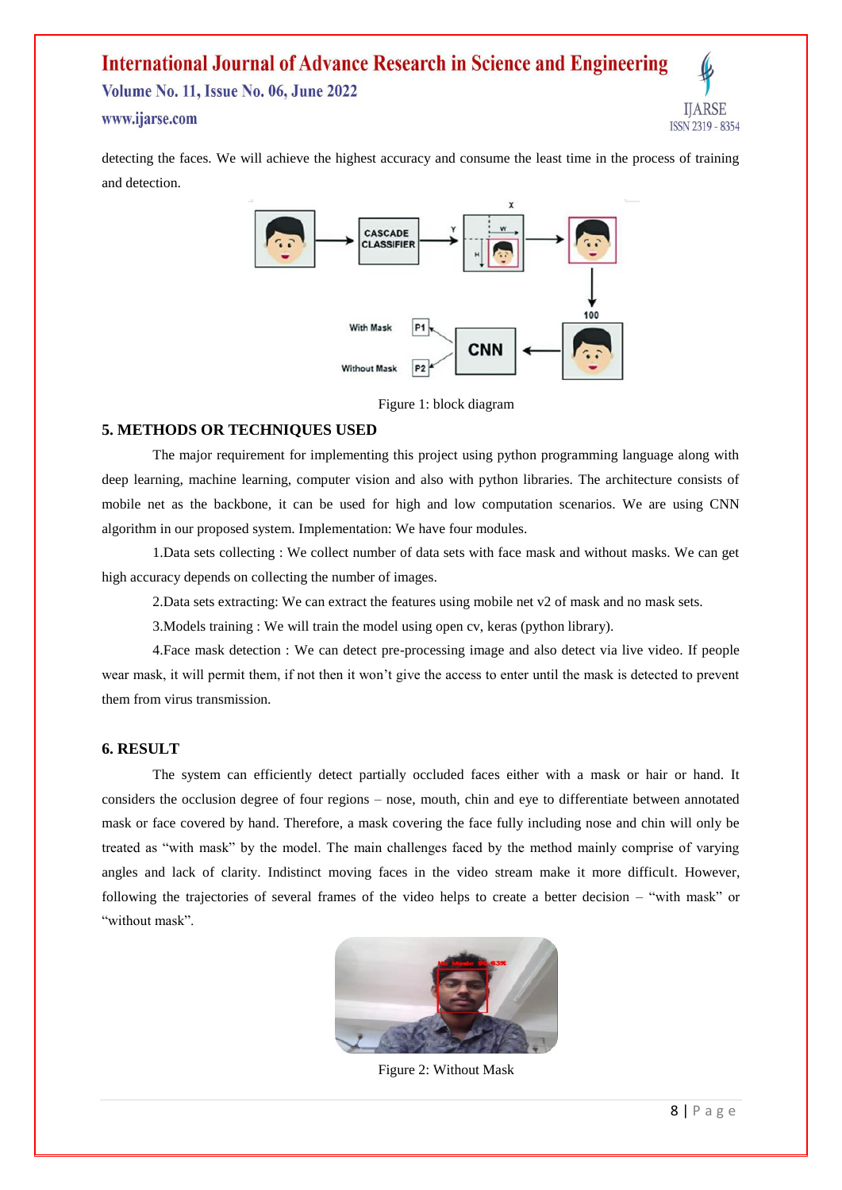detecting the faces. We will achieve the highest accuracy and consume the least time in the process of training and detection.

Figure 1: block diagram

## 5. METHODS OR TECHNIQUES USED

The major requirement for implementing this project using python programming language along with deep learning, machine learning, computer vision and also with python libraries. The architecture consists of mobile net as the backbone, it can be used for high and low computation scenarios. We are using CNN algorithm in our proposed system. Implementation: We have four modules.

1.Data sets collecting : We collect number of data sets with face mask and without masks. We can get high accuracy depends on collecting the number of images.

2.Data sets extracting: We can extract the features using mobile net v2 of mask and no mask sets.

3.Models training : We will train the model using open cv, keras (python library).

4.Face mask detection : We can detect pre-processing image and also detect via live video. If people wear mask, it will permit them, if not then it won't give the access to enter until the mask is detected to prevent them from virus transmission.

## 6. RESULT

The system can efficiently detect partially occluded faces either with a mask or hair or hand. It considers the occlusion degree of four regions – nose, mouth, chin and eye to differentiate between annotated mask or face covered by hand. Therefore, a mask covering the face fully including nose and chin will only be treated as "with mask" by the model. The main challenges faced by the method mainly comprise of varying angles and lack of clarity. Indistinct moving faces in the video stream make it more difficult. However, following the trajectories of several frames of the video helps to create a better decision – "with mask" or "without mask".

Figure 2: Without Mask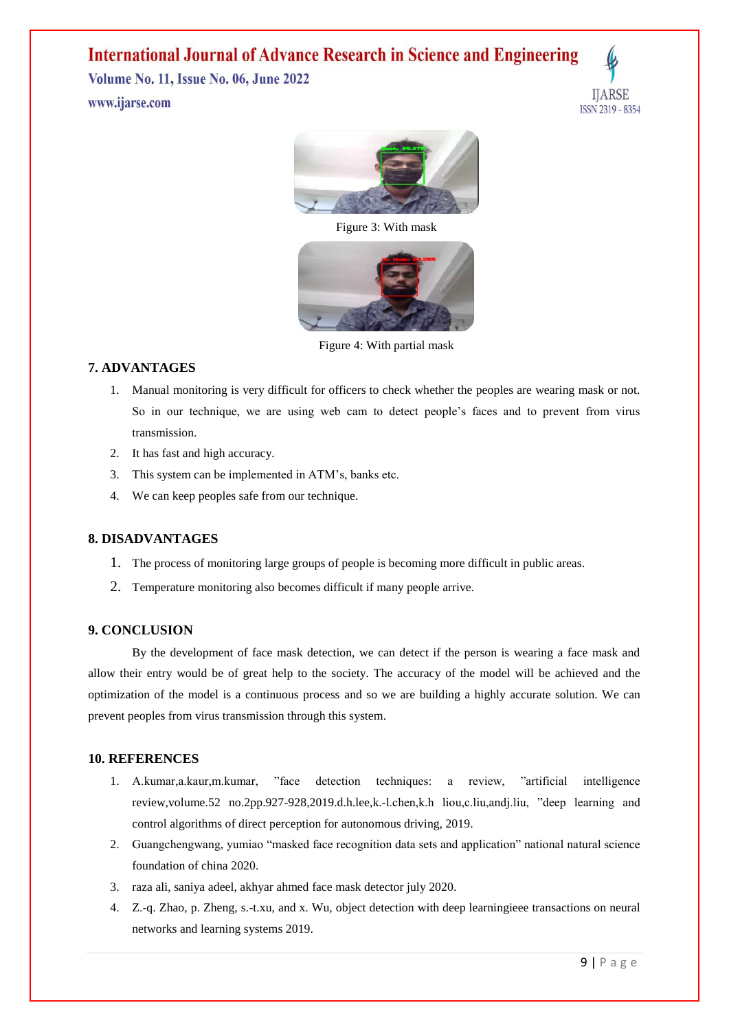Figure 3: With mask

Figure 4: With partial mask

## 7. ADVANTAGES

1. Manual monitoring is very difficult for officers to check whether the peoples are wearing mask or not. So in our technique, we are using web cam to detect people's faces and to prevent from virus transmission.
2. It has fast and high accuracy.
3. This system can be implemented in ATM's, banks etc.
4. We can keep peoples safe from our technique.

## 8. DISADVANTAGES

1. The process of monitoring large groups of people is becoming more difficult in public areas.
2. Temperature monitoring also becomes difficult if many people arrive.

## 9. CONCLUSION

By the development of face mask detection, we can detect if the person is wearing a face mask and allow their entry would be of great help to the society. The accuracy of the model will be achieved and the optimization of the model is a continuous process and so we are building a highly accurate solution. We can prevent peoples from virus transmission through this system.

## 10. REFERENCES

1. A.kumar,a.kaur,m.kumar, "face detection techniques: a review, "artificial intelligence review,volume.52 no.2pp.927-928,2019.d.h.lee,k.-l.chen,k.h liou,c.liu,andj.liu, "deep learning and control algorithms of direct perception for autonomous driving, 2019.
2. Guangchengwang, yumiao "masked face recognition data sets and application" national natural science foundation of china 2020.
3. raza ali, saniya adeel, akhyar ahmed face mask detector july 2020.
4. Z.-q. Zhao, p. Zheng, s.-t.xu, and x. Wu, object detection with deep learningieee transactions on neural networks and learning systems 2019.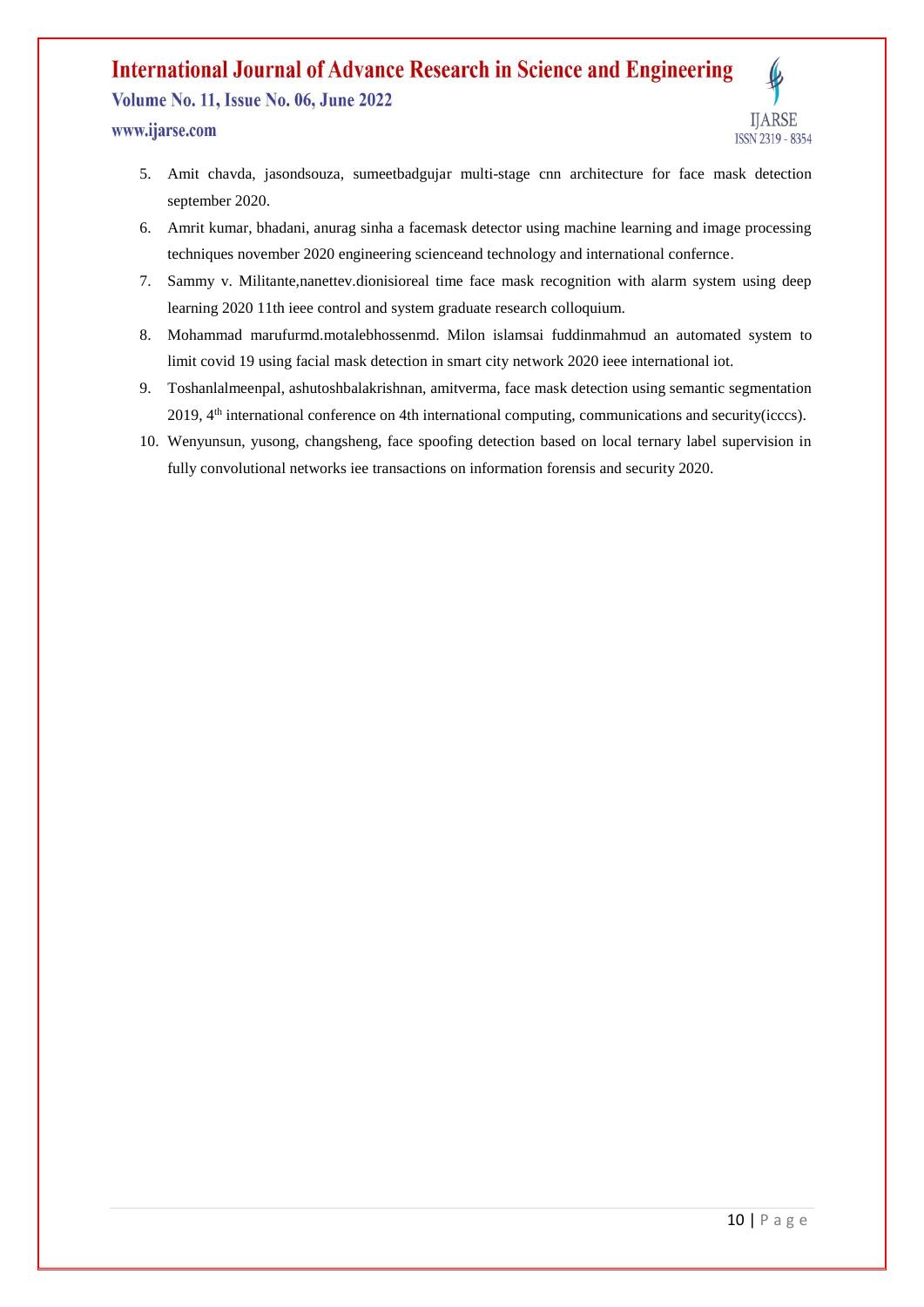5. Amit chavda, jasondsouza, sumeetbadgujar multi-stage cnn architecture for face mask detection september 2020.
6. Amrit kumar, bhadani, anurag sinha a facemask detector using machine learning and image processing techniques november 2020 engineering scienceand technology and international confernce.
7. Sammy v. Militante,nanettev.dionisioreal time face mask recognition with alarm system using deep learning 2020 11th ieee control and system graduate research colloquium.
8. Mohammad marufurmd.motalebhossenmd. Milon islamsai fuddinmahmud an automated system to limit covid 19 using facial mask detection in smart city network 2020 ieee international iot.
9. Toshanlalmeenpal, ashutoshbalakrishnan, amitverma, face mask detection using semantic segmentation 2019, 4th international conference on 4th international computing, communications and security(icccs).
10. Wenyunsun, yusong, changsheng, face spoofing detection based on local ternary label supervision in fully convolutional networks iee transactions on information forensis and security 2020.